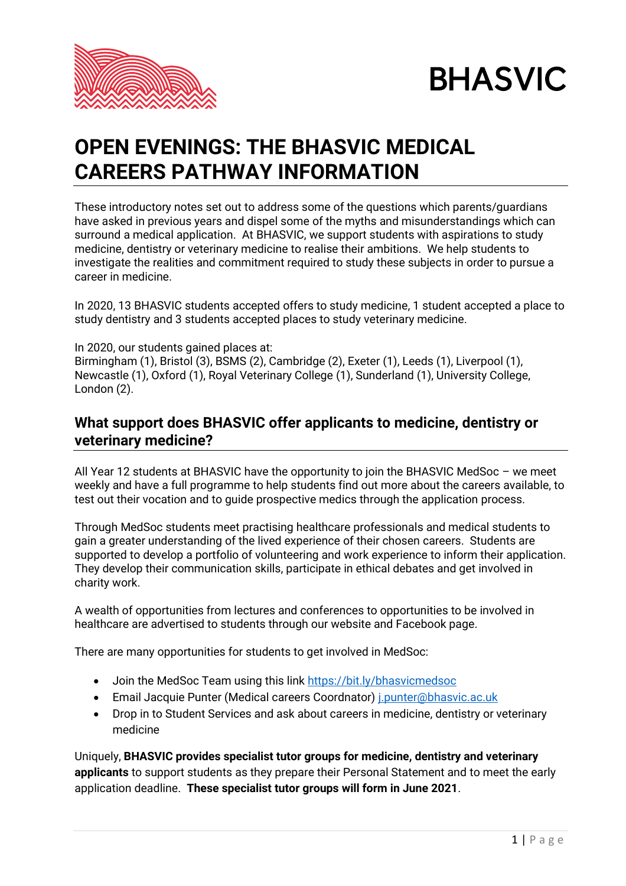BHASVIC

# OPEN EVENINGS: THE BHASVIC MEDICAL CAREERS PATHWAY INFORMATION

These introductory notes set out to address some of the questions which parents/guardians have asked in previous years and dispel some of the myths and misunderstandings which can surround a medical application. At BHASVIC, we support students with aspirations to study medicine, dentistry or veterinary medicine to realise their ambitions. We help students to investigate the realities and commitment required to study these subjects in order to pursue a career in medicine.

In 2020, 13 BHASVIC students accepted offers to study medicine, 1 student accepted a place to study dentistry and 3 students accepted places to study veterinary medicine.

In 2020, our students gained places at:
Birmingham (1), Bristol (3), BSMS (2), Cambridge (2), Exeter (1), Leeds (1), Liverpool (1), Newcastle (1), Oxford (1), Royal Veterinary College (1), Sunderland (1), University College, London (2).

## What support does BHASVIC offer applicants to medicine, dentistry or veterinary medicine?

All Year 12 students at BHASVIC have the opportunity to join the BHASVIC MedSoc – we meet weekly and have a full programme to help students find out more about the careers available, to test out their vocation and to guide prospective medics through the application process.

Through MedSoc students meet practising healthcare professionals and medical students to gain a greater understanding of the lived experience of their chosen careers. Students are supported to develop a portfolio of volunteering and work experience to inform their application. They develop their communication skills, participate in ethical debates and get involved in charity work.

A wealth of opportunities from lectures and conferences to opportunities to be involved in healthcare are advertised to students through our website and Facebook page.

There are many opportunities for students to get involved in MedSoc:

- Join the MedSoc Team using this link https://bit.ly/bhasvicmedsoc
- Email Jacquie Punter (Medical careers Coordnator) j.punter@bhasvic.ac.uk
- Drop in to Student Services and ask about careers in medicine, dentistry or veterinary medicine

Uniquely, **BHASVIC provides specialist tutor groups for medicine, dentistry and veterinary applicants** to support students as they prepare their Personal Statement and to meet the early application deadline. **These specialist tutor groups will form in June 2021**.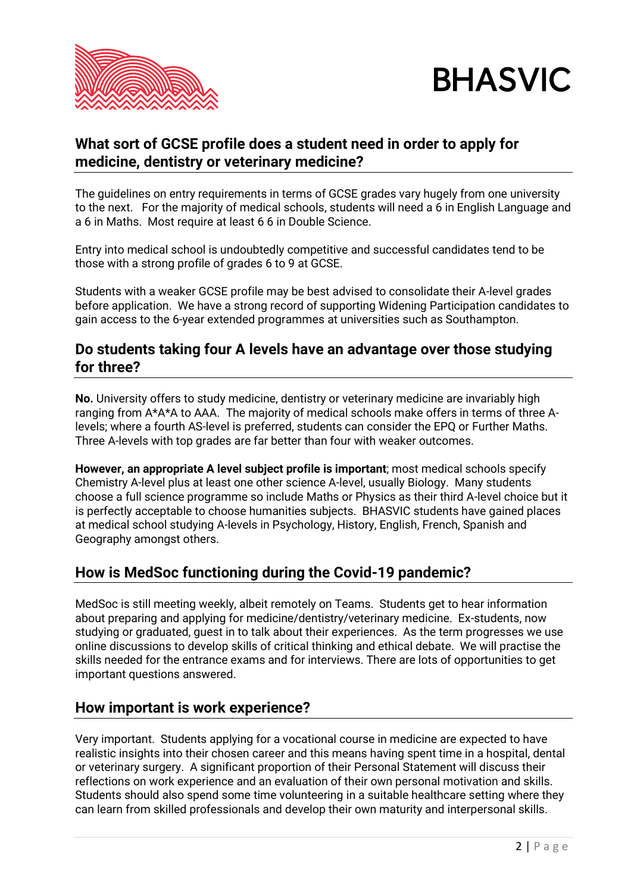## What sort of GCSE profile does a student need in order to apply for medicine, dentistry or veterinary medicine?

The guidelines on entry requirements in terms of GCSE grades vary hugely from one university to the next. For the majority of medical schools, students will need a 6 in English Language and a 6 in Maths. Most require at least 6 6 in Double Science.

Entry into medical school is undoubtedly competitive and successful candidates tend to be those with a strong profile of grades 6 to 9 at GCSE.

Students with a weaker GCSE profile may be best advised to consolidate their A-level grades before application. We have a strong record of supporting Widening Participation candidates to gain access to the 6-year extended programmes at universities such as Southampton.

## Do students taking four A levels have an advantage over those studying for three?

**No.** University offers to study medicine, dentistry or veterinary medicine are invariably high ranging from A*A*A to AAA. The majority of medical schools make offers in terms of three A-levels; where a fourth AS-level is preferred, students can consider the EPQ or Further Maths. Three A-levels with top grades are far better than four with weaker outcomes.

**However, an appropriate A level subject profile is important**; most medical schools specify Chemistry A-level plus at least one other science A-level, usually Biology. Many students choose a full science programme so include Maths or Physics as their third A-level choice but it is perfectly acceptable to choose humanities subjects. BHASVIC students have gained places at medical school studying A-levels in Psychology, History, English, French, Spanish and Geography amongst others.

## How is MedSoc functioning during the Covid-19 pandemic?

MedSoc is still meeting weekly, albeit remotely on Teams. Students get to hear information about preparing and applying for medicine/dentistry/veterinary medicine. Ex-students, now studying or graduated, guest in to talk about their experiences. As the term progresses we use online discussions to develop skills of critical thinking and ethical debate. We will practise the skills needed for the entrance exams and for interviews. There are lots of opportunities to get important questions answered.

## How important is work experience?

Very important. Students applying for a vocational course in medicine are expected to have realistic insights into their chosen career and this means having spent time in a hospital, dental or veterinary surgery. A significant proportion of their Personal Statement will discuss their reflections on work experience and an evaluation of their own personal motivation and skills. Students should also spend some time volunteering in a suitable healthcare setting where they can learn from skilled professionals and develop their own maturity and interpersonal skills.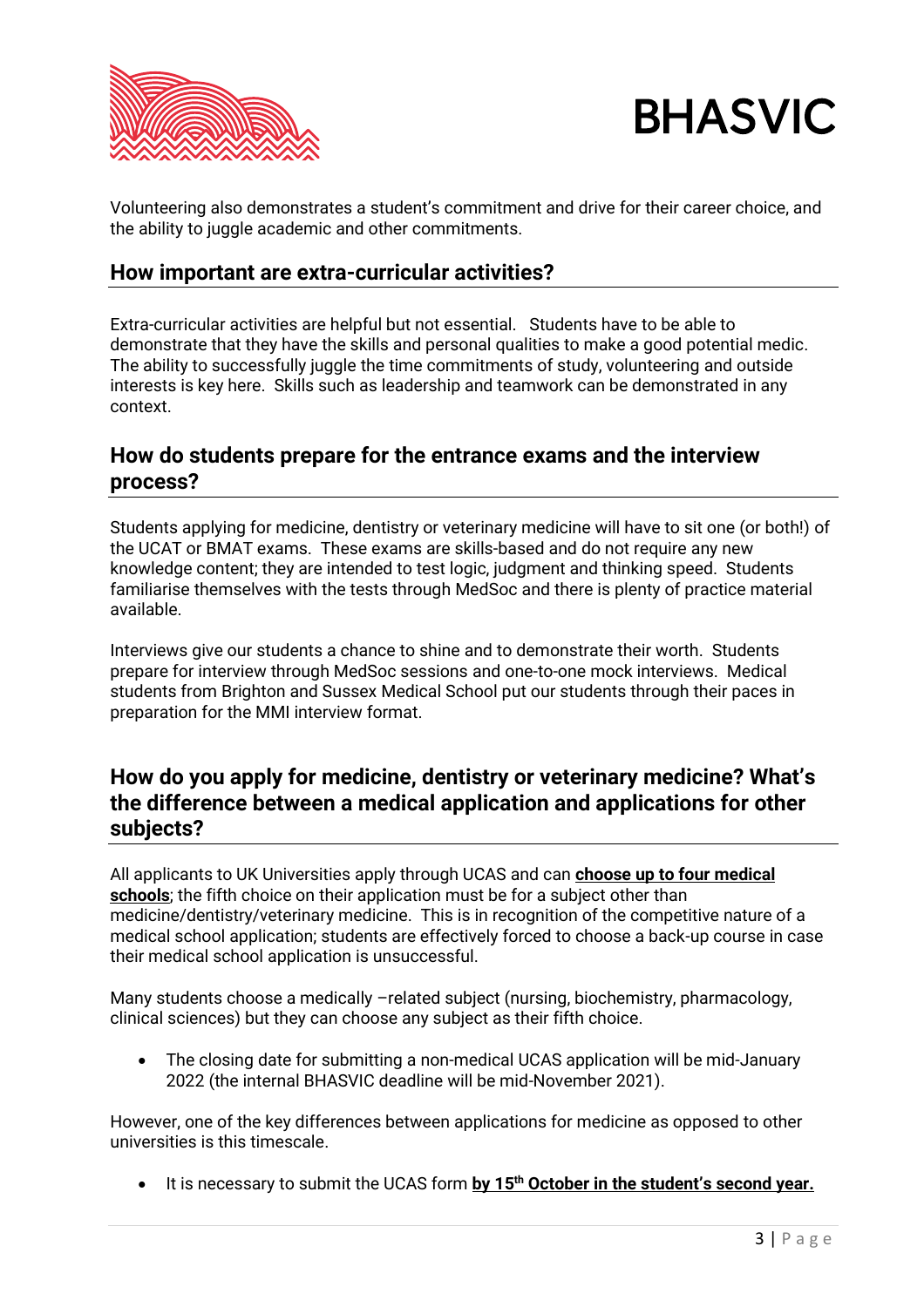Volunteering also demonstrates a student's commitment and drive for their career choice, and the ability to juggle academic and other commitments.

## How important are extra-curricular activities?

Extra-curricular activities are helpful but not essential. Students have to be able to demonstrate that they have the skills and personal qualities to make a good potential medic. The ability to successfully juggle the time commitments of study, volunteering and outside interests is key here. Skills such as leadership and teamwork can be demonstrated in any context.

## How do students prepare for the entrance exams and the interview process?

Students applying for medicine, dentistry or veterinary medicine will have to sit one (or both!) of the UCAT or BMAT exams. These exams are skills-based and do not require any new knowledge content; they are intended to test logic, judgment and thinking speed. Students familiarise themselves with the tests through MedSoc and there is plenty of practice material available.

Interviews give our students a chance to shine and to demonstrate their worth. Students prepare for interview through MedSoc sessions and one-to-one mock interviews. Medical students from Brighton and Sussex Medical School put our students through their paces in preparation for the MMI interview format.

## How do you apply for medicine, dentistry or veterinary medicine? What's the difference between a medical application and applications for other subjects?

All applicants to UK Universities apply through UCAS and can **choose up to four medical schools**; the fifth choice on their application must be for a subject other than medicine/dentistry/veterinary medicine. This is in recognition of the competitive nature of a medical school application; students are effectively forced to choose a back-up course in case their medical school application is unsuccessful.

Many students choose a medically –related subject (nursing, biochemistry, pharmacology, clinical sciences) but they can choose any subject as their fifth choice.

- The closing date for submitting a non-medical UCAS application will be mid-January 2022 (the internal BHASVIC deadline will be mid-November 2021).

However, one of the key differences between applications for medicine as opposed to other universities is this timescale.

- It is necessary to submit the UCAS form **by 15th October in the student's second year.**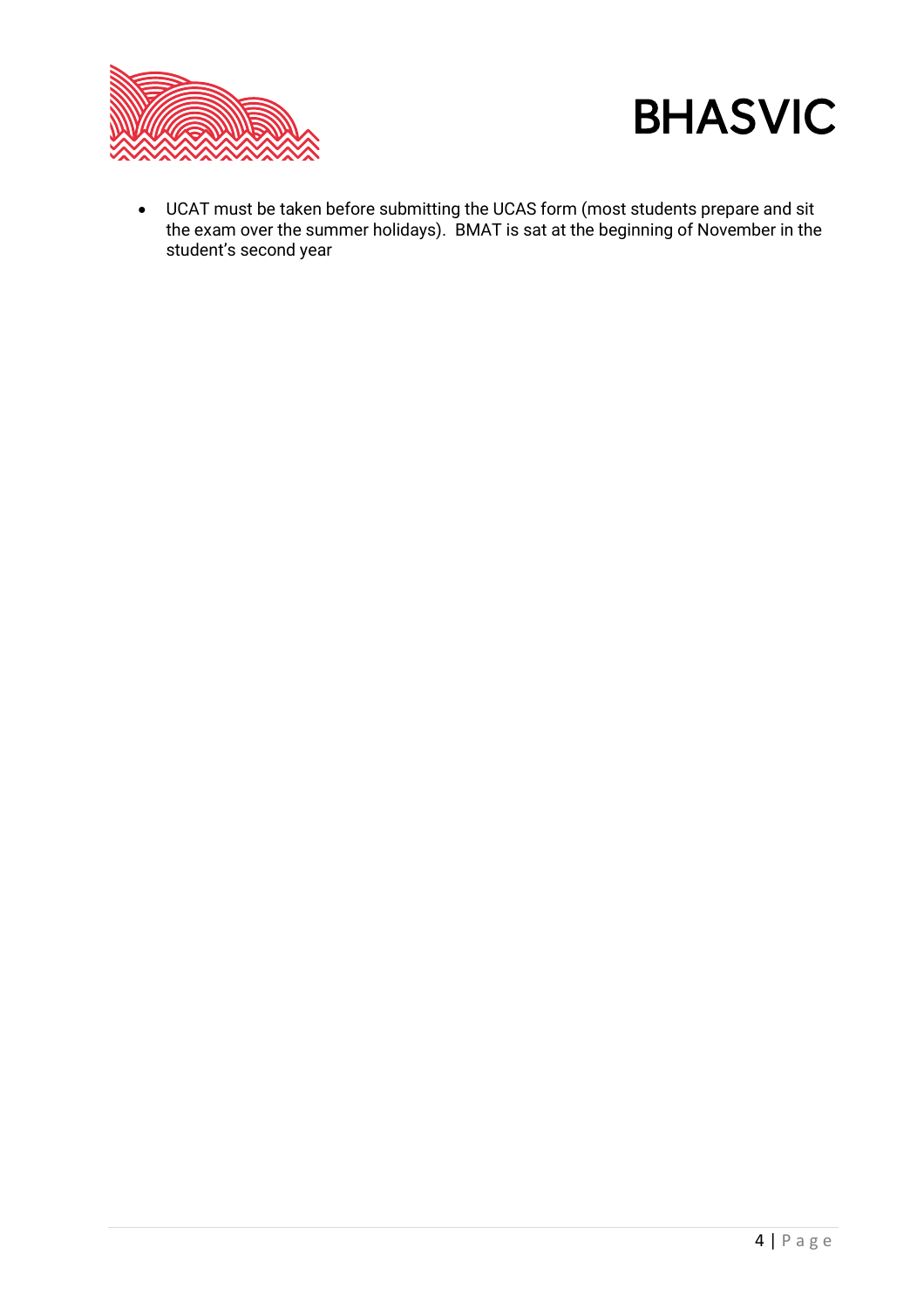- UCAT must be taken before submitting the UCAS form (most students prepare and sit the exam over the summer holidays). BMAT is sat at the beginning of November in the student's second year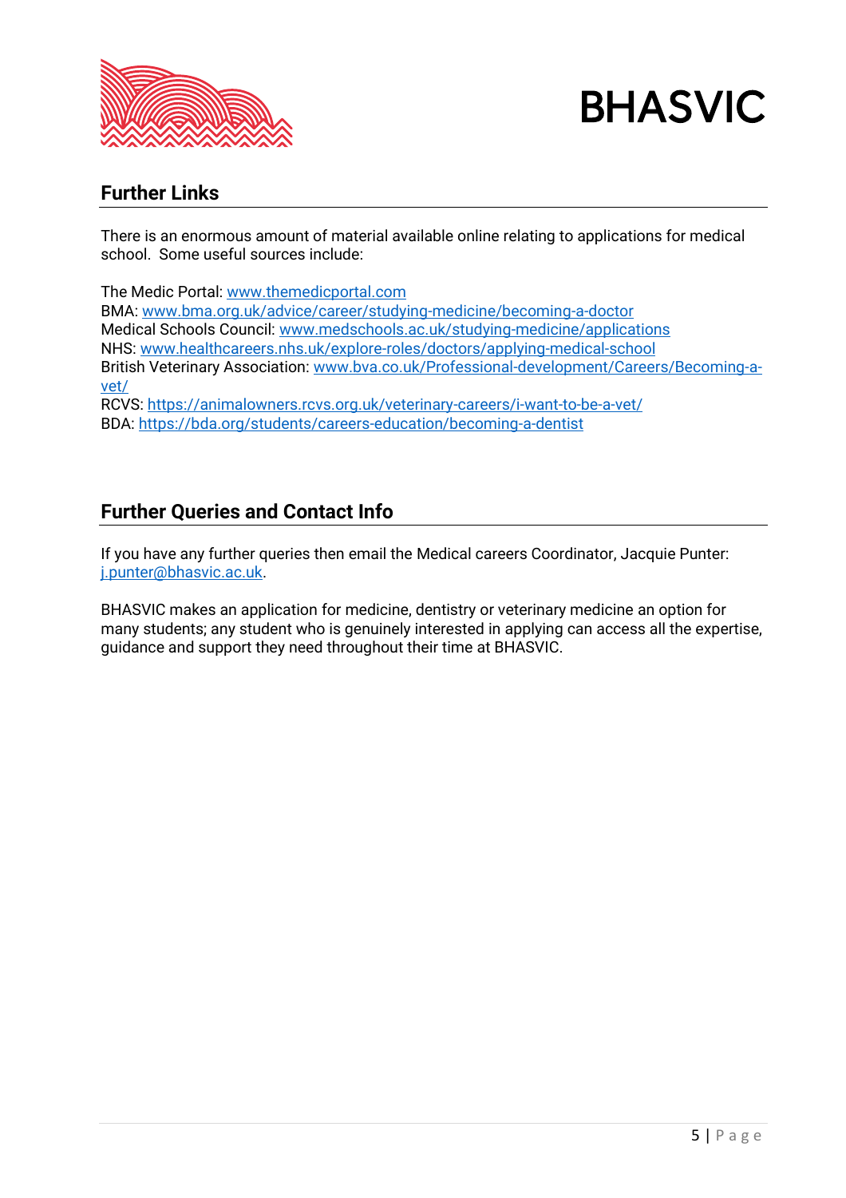## Further Links

There is an enormous amount of material available online relating to applications for medical school. Some useful sources include:

The Medic Portal: www.themedicportal.com
BMA: www.bma.org.uk/advice/career/studying-medicine/becoming-a-doctor
Medical Schools Council: www.medschools.ac.uk/studying-medicine/applications
NHS: www.healthcareers.nhs.uk/explore-roles/doctors/applying-medical-school
British Veterinary Association: www.bva.co.uk/Professional-development/Careers/Becoming-a-vet/
RCVS: https://animalowners.rcvs.org.uk/veterinary-careers/i-want-to-be-a-vet/
BDA: https://bda.org/students/careers-education/becoming-a-dentist

## Further Queries and Contact Info

If you have any further queries then email the Medical careers Coordinator, Jacquie Punter: j.punter@bhasvic.ac.uk.

BHASVIC makes an application for medicine, dentistry or veterinary medicine an option for many students; any student who is genuinely interested in applying can access all the expertise, guidance and support they need throughout their time at BHASVIC.